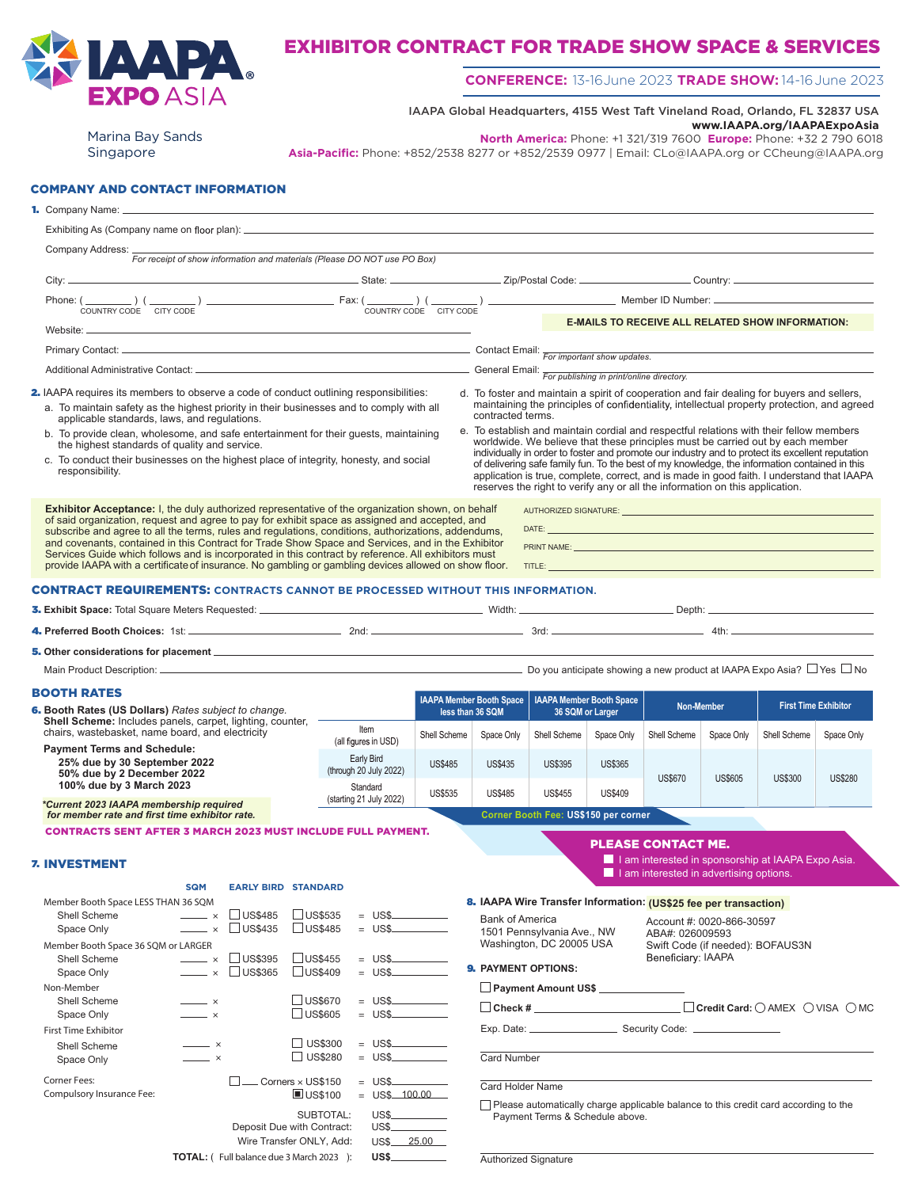IAAPA EXPO ASIA

Marina Bay Sands
Singapore

# EXHIBITOR CONTRACT FOR TRADE SHOW SPACE & SERVICES

**CONFERENCE:** 13-16 June 2023 **TRADE SHOW:** 14-16 June 2023

IAAPA Global Headquarters, 4155 West Taft Vineland Road, Orlando, FL 32837 USA
**www.IAAPA.org/IAAPAExpoAsia**

**North America:** Phone: +1 321/319 7600 **Europe:** Phone: +32 2 790 6018
**Asia-Pacific:** Phone: +852/2538 8277 or +852/2539 0977 | Email: CLo@IAAPA.org or CCheung@IAAPA.org

## COMPANY AND CONTACT INFORMATION

**1.** Company Name: ______

Exhibiting As (Company name on floor plan): ______

Company Address: ______
*For receipt of show information and materials (Please DO NOT use PO Box)*

City: ______ State: ______ Zip/Postal Code: ______ Country: ______

Phone: ( ______ ) ( ______ ) ______ Fax: ( ______ ) ( ______ ) ______ Member ID Number: ______
COUNTRY CODE CITY CODE COUNTRY CODE CITY CODE

Website: ______

**E-MAILS TO RECEIVE ALL RELATED SHOW INFORMATION:**

Primary Contact: ______ Contact Email: ______ *For important show updates.*

Additional Administrative Contact: ______ General Email: ______ *For publishing in print/online directory.*

**2.** IAAPA requires its members to observe a code of conduct outlining responsibilities:

a. To maintain safety as the highest priority in their businesses and to comply with all applicable standards, laws, and regulations.

b. To provide clean, wholesome, and safe entertainment for their guests, maintaining the highest standards of quality and service.

c. To conduct their businesses on the highest place of integrity, honesty, and social responsibility.

d. To foster and maintain a spirit of cooperation and fair dealing for buyers and sellers, maintaining the principles of confidentiality, intellectual property protection, and agreed contracted terms.

e. To establish and maintain cordial and respectful relations with their fellow members worldwide. We believe that these principles must be carried out by each member individually in order to foster and promote our industry and to protect its excellent reputation of delivering safe family fun. To the best of my knowledge, the information contained in this application is true, complete, correct, and is made in good faith. I understand that IAAPA reserves the right to verify any or all the information on this application.

**Exhibitor Acceptance:** I, the duly authorized representative of the organization shown, on behalf of said organization, request and agree to pay for exhibit space as assigned and accepted, and subscribe and agree to all the terms, rules and regulations, conditions, authorizations, addendums, and covenants, contained in this Contract for Trade Show Space and Services, and in the Exhibitor Services Guide which follows and is incorporated in this contract by reference. All exhibitors must provide IAAPA with a certificate of insurance. No gambling or gambling devices allowed on show floor.

AUTHORIZED SIGNATURE: ______
DATE: ______
PRINT NAME: ______
TITLE: ______

## CONTRACT REQUIREMENTS: CONTRACTS CANNOT BE PROCESSED WITHOUT THIS INFORMATION.

**3. Exhibit Space:** Total Square Meters Requested: ______ Width: ______ Depth: ______

**4. Preferred Booth Choices:** 1st: ______ 2nd: ______ 3rd: ______ 4th: ______

**5. Other considerations for placement** ______

Main Product Description: ______ Do you anticipate showing a new product at IAAPA Expo Asia? ☐ Yes ☐ No

## BOOTH RATES

**6. Booth Rates (US Dollars)** *Rates subject to change.*
**Shell Scheme:** Includes panels, carpet, lighting, counter, chairs, wastebasket, name board, and electricity

**Payment Terms and Schedule:**
**25% due by 30 September 2022**
**50% due by 2 December 2022**
**100% due by 3 March 2023**

***Current 2023 IAAPA membership required for member rate and first time exhibitor rate.***

| | IAAPA Member Booth Space less than 36 SQM | | IAAPA Member Booth Space 36 SQM or Larger | | Non-Member | | First Time Exhibitor | |
|---|---|---|---|---|---|---|---|---|
| Item (all figures in USD) | Shell Scheme | Space Only | Shell Scheme | Space Only | Shell Scheme | Space Only | Shell Scheme | Space Only |
| Early Bird (through 20 July 2022) | US$485 | US$435 | US$395 | US$365 | US$670 | US$605 | US$300 | US$280 |
| Standard (starting 21 July 2022) | US$535 | US$485 | US$455 | US$409 | US$670 | US$605 | US$300 | US$280 |

**Corner Booth Fee: US$150 per corner**

**CONTRACTS SENT AFTER 3 MARCH 2023 MUST INCLUDE FULL PAYMENT.**

**PLEASE CONTACT ME.**
- ■ I am interested in sponsorship at IAAPA Expo Asia.
- ■ I am interested in advertising options.

## 7. INVESTMENT

| | SQM | EARLY BIRD | STANDARD | |
|---|---|---|---|---|
| **Member Booth Space LESS THAN 36 SQM** | | | | |
| Shell Scheme | ____ × | ☐ US$485 | ☐ US$535 | = US$______ |
| Space Only | ____ × | ☐ US$435 | ☐ US$485 | = US$______ |
| **Member Booth Space 36 SQM or LARGER** | | | | |
| Shell Scheme | ____ × | ☐ US$395 | ☐ US$455 | = US$______ |
| Space Only | ____ × | ☐ US$365 | ☐ US$409 | = US$______ |
| **Non-Member** | | | | |
| Shell Scheme | ____ × | | ☐ US$670 | = US$______ |
| Space Only | ____ × | | ☐ US$605 | = US$______ |
| **First Time Exhibitor** | | | | |
| Shell Scheme | ____ × | | ☐ US$300 | = US$______ |
| Space Only | ____ × | | ☐ US$280 | = US$______ |
| Corner Fees: | | ☐ ____ Corners × US$150 | | = US$______ |
| Compulsory Insurance Fee: | | | ■ US$100 | = US$ 100.00 |
| | | | SUBTOTAL: | US$______ |
| | | | Deposit Due with Contract: | US$______ |
| | | | Wire Transfer ONLY, Add: | US$ 25.00 |
| | | | **TOTAL:** ( Full balance due 3 March 2023 ): | **US$______** |

**8. IAAPA Wire Transfer Information: (US$25 fee per transaction)**

Bank of America
1501 Pennsylvania Ave., NW
Washington, DC 20005 USA

Account #: 0020-866-30597
ABA#: 026009593
Swift Code (if needed): BOFAUS3N
Beneficiary: IAAPA

**9. PAYMENT OPTIONS:**

☐ **Payment Amount US$** ______

☐ **Check #** ______ ☐ **Credit Card:** ○ AMEX ○ VISA ○ MC

Exp. Date: ______ Security Code: ______

Card Number ______

Card Holder Name ______

☐ Please automatically charge applicable balance to this credit card according to the Payment Terms & Schedule above.

Authorized Signature ______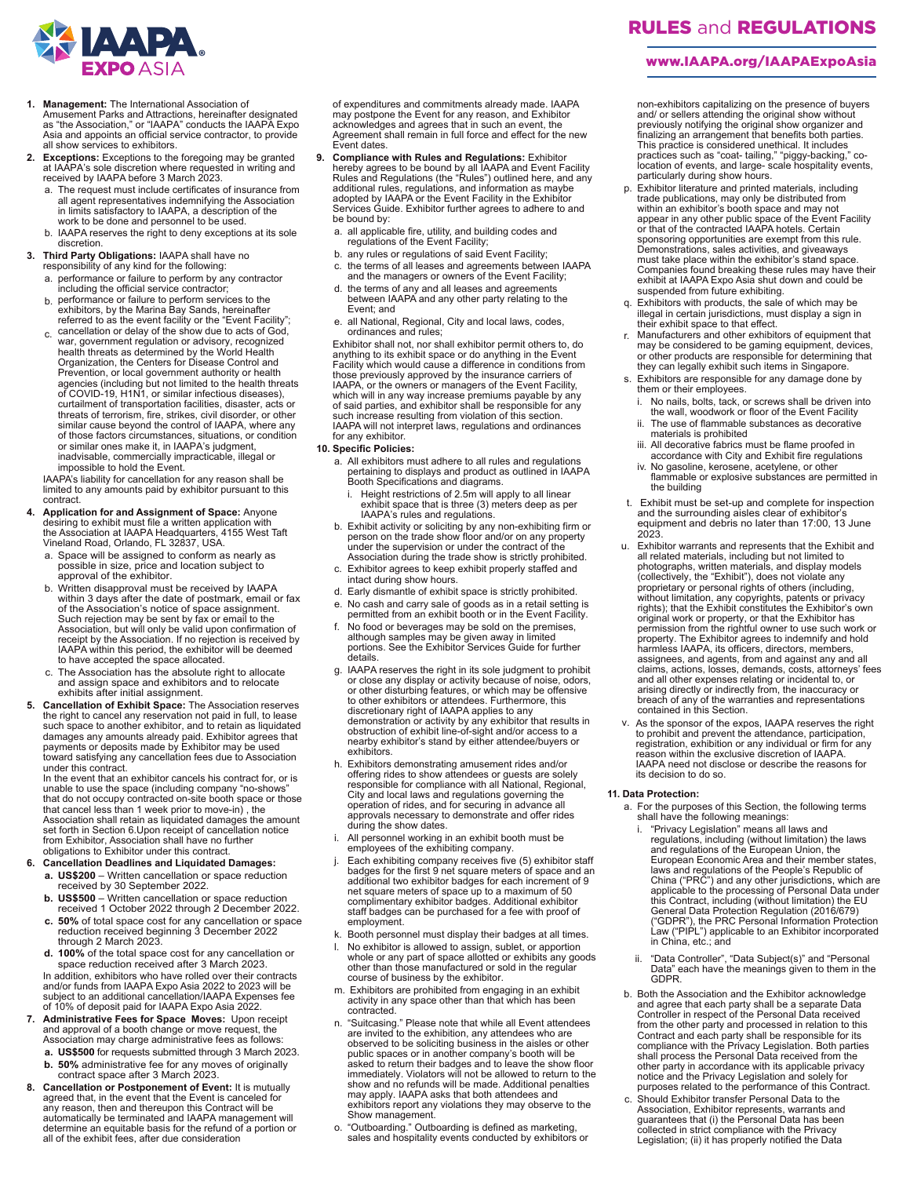# RULES and REGULATIONS

**www.IAAPA.org/IAAPAExpoAsia**

1. **Management:** The International Association of Amusement Parks and Attractions, hereinafter designated as "the Association," or "IAAPA" conducts the IAAPA Expo Asia and appoints an official service contractor, to provide all show services to exhibitors.

2. **Exceptions:** Exceptions to the foregoing may be granted at IAAPA's sole discretion where requested in writing and received by IAAPA before 3 March 2023.
   a. The request must include certificates of insurance from all agent representatives indemnifying the Association in limits satisfactory to IAAPA, a description of the work to be done and personnel to be used.
   b. IAAPA reserves the right to deny exceptions at its sole discretion.

3. **Third Party Obligations:** IAAPA shall have no responsibility of any kind for the following:
   a. performance or failure to perform by any contractor including the official service contractor;
   b. performance or failure to perform services to the exhibitors, by the Marina Bay Sands, hereinafter referred to as the event facility or the "Event Facility";
   c. cancellation or delay of the show due to acts of God, war, government regulation or advisory, recognized health threats as determined by the World Health Organization, the Centers for Disease Control and Prevention, or local government authority or health agencies (including but not limited to the health threats of COVID-19, H1N1, or similar infectious diseases), curtailment of transportation facilities, disaster, acts or threats of terrorism, fire, strikes, civil disorder, or other similar cause beyond the control of IAAPA, where any of those factors circumstances, situations, or condition or similar ones make it, in IAAPA's judgment, inadvisable, commercially impracticable, illegal or impossible to hold the Event.

   IAAPA's liability for cancellation for any reason shall be limited to any amounts paid by exhibitor pursuant to this contract.

4. **Application for and Assignment of Space:** Anyone desiring to exhibit must file a written application with the Association at IAAPA Headquarters, 4155 West Taft Vineland Road, Orlando, FL 32837, USA.
   a. Space will be assigned to conform as nearly as possible in size, price and location subject to approval of the exhibitor.
   b. Written disapproval must be received by IAAPA within 3 days after the date of postmark, email or fax of the Association's notice of space assignment. Such rejection may be sent by fax or email to the Association, but will only be valid upon confirmation of receipt by the Association. If no rejection is received by IAAPA within this period, the exhibitor will be deemed to have accepted the space allocated.
   c. The Association has the absolute right to allocate and assign space and exhibitors and to relocate exhibits after initial assignment.

5. **Cancellation of Exhibit Space:** The Association reserves the right to cancel any reservation not paid in full, to lease such space to another exhibitor, and to retain as liquidated damages any amounts already paid. Exhibitor agrees that payments or deposits made by Exhibitor may be used toward satisfying any cancellation fees due to Association under this contract.

   In the event that an exhibitor cancels his contract for, or is unable to use the space (including company "no-shows" that do not occupy contracted on-site booth space or those that cancel less than 1 week prior to move-in) , the Association shall retain as liquidated damages the amount set forth in Section 6.Upon receipt of cancellation notice from Exhibitor, Association shall have no further obligations to Exhibitor under this contract.

6. **Cancellation Deadlines and Liquidated Damages:**
   a. **US$200** – Written cancellation or space reduction received by 30 September 2022.
   b. **US$500** – Written cancellation or space reduction received 1 October 2022 through 2 December 2022.
   c. **50%** of total space cost for any cancellation or space reduction received beginning 3 December 2022 through 2 March 2023.
   d. **100%** of the total space cost for any cancellation or space reduction received after 3 March 2023.

   In addition, exhibitors who have rolled over their contracts and/or funds from IAAPA Expo Asia 2022 to 2023 will be subject to an additional cancellation/IAAPA Expenses fee of 10% of deposit paid for IAAPA Expo Asia 2022.

7. **Administrative Fees for Space Moves:** Upon receipt and approval of a booth change or move request, the Association may charge administrative fees as follows:
   a. **US$500** for requests submitted through 3 March 2023.
   b. **50%** administrative fee for any moves of originally contract space after 3 March 2023.

8. **Cancellation or Postponement of Event:** It is mutually agreed that, in the event that the Event is canceled for any reason, then and thereupon this Contract will be automatically be terminated and IAAPA management will determine an equitable basis for the refund of a portion or all of the exhibit fees, after due consideration of expenditures and commitments already made. IAAPA may postpone the Event for any reason, and Exhibitor acknowledges and agrees that in such an event, the Agreement shall remain in full force and effect for the new Event dates.

9. **Compliance with Rules and Regulations:** Exhibitor hereby agrees to be bound by all IAAPA and Event Facility Rules and Regulations (the "Rules") outlined here, and any additional rules, regulations, and information as maybe adopted by IAAPA or the Event Facility in the Exhibitor Services Guide. Exhibitor further agrees to adhere to and be bound by:
   a. all applicable fire, utility, and building codes and regulations of the Event Facility;
   b. any rules or regulations of said Event Facility;
   c. the terms of all leases and agreements between IAAPA and the managers or owners of the Event Facility;
   d. the terms of any and all leases and agreements between IAAPA and any other party relating to the Event; and
   e. all National, Regional, City and local laws, codes, ordinances and rules;

   Exhibitor shall not, nor shall exhibitor permit others to, do anything to its exhibit space or do anything in the Event Facility which would cause a difference in conditions from those previously approved by the insurance carriers of IAAPA, or the owners or managers of the Event Facility, which will in any way increase premiums payable by any of said parties, and exhibitor shall be responsible for any such increase resulting from violation of this section. IAAPA will not interpret laws, regulations and ordinances for any exhibitor.

10. **Specific Policies:**
    a. All exhibitors must adhere to all rules and regulations pertaining to displays and product as outlined in IAAPA Booth Specifications and diagrams.
       i. Height restrictions of 2.5m will apply to all linear exhibit space that is three (3) meters deep as per IAAPA's rules and regulations.
    b. Exhibit activity or soliciting by any non-exhibiting firm or person on the trade show floor and/or on any property under the supervision or under the contract of the Association during the trade show is strictly prohibited.
    c. Exhibitor agrees to keep exhibit properly staffed and intact during show hours.
    d. Early dismantle of exhibit space is strictly prohibited.
    e. No cash and carry sale of goods as in a retail setting is permitted from an exhibit booth or in the Event Facility.
    f. No food or beverages may be sold on the premises, although samples may be given away in limited portions. See the Exhibitor Services Guide for further details.
    g. IAAPA reserves the right in its sole judgment to prohibit or close any display or activity because of noise, odors, or other disturbing features, or which may be offensive to other exhibitors or attendees. Furthermore, this discretionary right of IAAPA applies to any demonstration or activity by any exhibitor that results in obstruction of exhibit line-of-sight and/or access to a nearby exhibitor's stand by either attendee/buyers or exhibitors.
    h. Exhibitors demonstrating amusement rides and/or offering rides to show attendees or guests are solely responsible for compliance with all National, Regional, City and local laws and regulations governing the operation of rides, and for securing in advance all approvals necessary to demonstrate and offer rides during the show dates.
    i. All personnel working in an exhibit booth must be employees of the exhibiting company.
    j. Each exhibiting company receives five (5) exhibitor staff badges for the first 9 net square meters of space and an additional two exhibitor badges for each increment of 9 net square meters of space up to a maximum of 50 complimentary exhibitor badges. Additional exhibitor staff badges can be purchased for a fee with proof of employment.
    k. Booth personnel must display their badges at all times.
    l. No exhibitor is allowed to assign, sublet, or apportion whole or any part of space allotted or exhibits any goods other than those manufactured or sold in the regular course of business by the exhibitor.
    m. Exhibitors are prohibited from engaging in an exhibit activity in any space other than that which has been contracted.
    n. "Suitcasing." Please note that while all Event attendees are invited to the exhibition, any attendees who are observed to be soliciting business in the aisles or other public spaces or in another company's booth will be asked to return their badges and to leave the show floor immediately. Violators will not be allowed to return to the show and no refunds will be made. Additional penalties may apply. IAAPA asks that both attendees and exhibitors report any violations they may observe to the Show management.
    o. "Outboarding." Outboarding is defined as marketing, sales and hospitality events conducted by exhibitors or non-exhibitors capitalizing on the presence of buyers and/ or sellers attending the original show without previously notifying the original show organizer and finalizing an arrangement that benefits both parties. This practice is considered unethical. It includes practices such as "coat- tailing," "piggy-backing," co-location of events, and large- scale hospitality events, particularly during show hours.
    p. Exhibitor literature and printed materials, including trade publications, may only be distributed from within an exhibitor's booth space and may not appear in any other public space of the Event Facility or that of the contracted IAAPA hotels. Certain sponsoring opportunities are exempt from this rule. Demonstrations, sales activities, and giveaways must take place within the exhibitor's stand space. Companies found breaking these rules may have their exhibit at IAAPA Expo Asia shut down and could be suspended from future exhibiting.
    q. Exhibitors with products, the sale of which may be illegal in certain jurisdictions, must display a sign in their exhibit space to that effect.
    r. Manufacturers and other exhibitors of equipment that may be considered to be gaming equipment, devices, or other products are responsible for determining that they can legally exhibit such items in Singapore.
    s. Exhibitors are responsible for any damage done by them or their employees.
       i. No nails, bolts, tack, or screws shall be driven into the wall, woodwork or floor of the Event Facility
       ii. The use of flammable substances as decorative materials is prohibited
       iii. All decorative fabrics must be flame proofed in accordance with City and Exhibit fire regulations
       iv. No gasoline, kerosene, acetylene, or other flammable or explosive substances are permitted in the building
    t. Exhibit must be set-up and complete for inspection and the surrounding aisles clear of exhibitor's equipment and debris no later than 17:00, 13 June 2023.
    u. Exhibitor warrants and represents that the Exhibit and all related materials, including but not limited to photographs, written materials, and display models (collectively, the "Exhibit"), does not violate any proprietary or personal rights of others (including, without limitation, any copyrights, patents or privacy rights); that the Exhibit constitutes the Exhibitor's own original work or property, or that the Exhibitor has permission from the rightful owner to use such work or property. The Exhibitor agrees to indemnify and hold harmless IAAPA, its officers, directors, members, assignees, and agents, from and against any and all claims, actions, losses, demands, costs, attorneys' fees and all other expenses relating or incidental to, or arising directly or indirectly from, the inaccuracy or breach of any of the warranties and representations contained in this Section.
    v. As the sponsor of the expos, IAAPA reserves the right to prohibit and prevent the attendance, participation, registration, exhibition or any individual or firm for any reason within the exclusive discretion of IAAPA. IAAPA need not disclose or describe the reasons for its decision to do so.

11. **Data Protection:**
    a. For the purposes of this Section, the following terms shall have the following meanings:
       i. "Privacy Legislation" means all laws and regulations, including (without limitation) the laws and regulations of the European Union, the European Economic Area and their member states, laws and regulations of the People's Republic of China ("PRC") and any other jurisdictions, which are applicable to the processing of Personal Data under this Contract, including (without limitation) the EU General Data Protection Regulation (2016/679) ("GDPR"), the PRC Personal Information Protection Law ("PIPL") applicable to an Exhibitor incorporated in China, etc.; and
       ii. "Data Controller", "Data Subject(s)" and "Personal Data" each have the meanings given to them in the GDPR.
    b. Both the Association and the Exhibitor acknowledge and agree that each party shall be a separate Data Controller in respect of the Personal Data received from the other party and processed in relation to this Contract and each party shall be responsible for its compliance with the Privacy Legislation. Both parties shall process the Personal Data received from the other party in accordance with its applicable privacy notice and the Privacy Legislation and solely for purposes related to the performance of this Contract.
    c. Should Exhibitor transfer Personal Data to the Association, Exhibitor represents, warrants and guarantees that (i) the Personal Data has been collected in strict compliance with the Privacy Legislation; (ii) it has properly notified the Data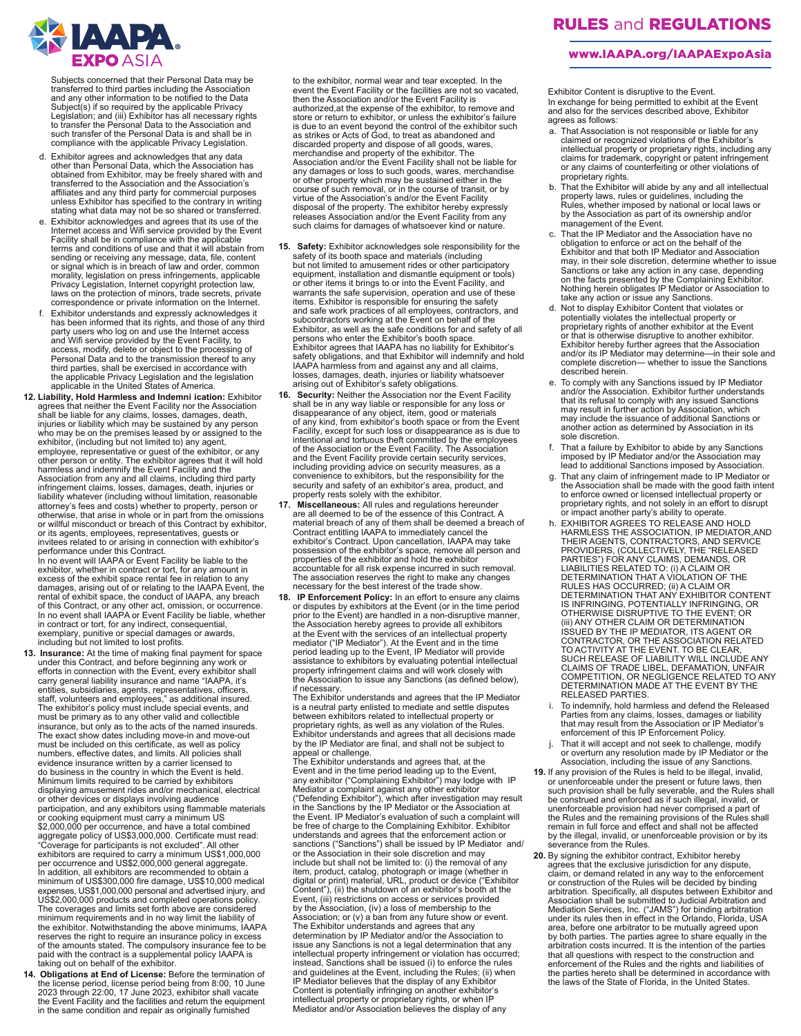Subjects concerned that their Personal Data may be transferred to third parties including the Association and any other information to be notified to the Data Subject(s) if so required by the applicable Privacy Legislation; and (iii) Exhibitor has all necessary rights to transfer the Personal Data to the Association and such transfer of the Personal Data is and shall be in compliance with the applicable Privacy Legislation.

d. Exhibitor agrees and acknowledges that any data other than Personal Data, which the Association has obtained from Exhibitor, may be freely shared with and transferred to the Association and the Association's affiliates and any third party for commercial purposes unless Exhibitor has specified to the contrary in writing stating what data may not be so shared or transferred.

e. Exhibitor acknowledges and agrees that its use of the Internet access and Wifi service provided by the Event Facility shall be in compliance with the applicable terms and conditions of use and that it will abstain from sending or receiving any message, data, file, content or signal which is in breach of law and order, common morality, legislation on press infringements, applicable Privacy Legislation, Internet copyright protection law, laws on the protection of minors, trade secrets, private correspondence or private information on the Internet.

f. Exhibitor understands and expressly acknowledges it has been informed that its rights, and those of any third party users who log on and use the Internet access and Wifi service provided by the Event Facility, to access, modify, delete or object to the processing of Personal Data and to the transmission thereof to any third parties, shall be exercised in accordance with the applicable Privacy Legislation and the legislation applicable in the United States of America.

**12. Liability, Hold Harmless and Indemni ication:** Exhibitor agrees that neither the Event Facility nor the Association shall be liable for any claims, losses, damages, death, injuries or liability which may be sustained by any person who may be on the premises leased by or assigned to the exhibitor, (including but not limited to) any agent, employee, representative or guest of the exhibitor, or any other person or entity. The exhibitor agrees that it will hold harmless and indemnify the Event Facility and the Association from any and all claims, including third party infringement claims, losses, damages, death, injuries or liability whatever (including without limitation, reasonable attorney's fees and costs) whether to property, person or otherwise, that arise in whole or in part from the omissions or willful misconduct or breach of this Contract by exhibitor, or its agents, employees, representatives, guests or invitees related to or arising in connection with exhibitor's performance under this Contract.

In no event will IAAPA or Event Facility be liable to the exhibitor, whether in contract or tort, for any amount in excess of the exhibit space rental fee in relation to any damages, arising out of or relating to the IAAPA Event, the rental of exhibit space, the conduct of IAAPA, any breach of this Contract, or any other act, omission, or occurrence. In no event shall IAAPA or Event Facility be liable, whether in contract or tort, for any indirect, consequential, exemplary, punitive or special damages or awards, including but not limited to lost profits.

**13. Insurance:** At the time of making final payment for space under this Contract, and before beginning any work or efforts in connection with the Event, every exhibitor shall carry general liability insurance and name "IAAPA, it's entities, subsidiaries, agents, representatives, officers, staff, volunteers and employees," as additional insured. The exhibitor's policy must include special events, and must be primary as to any other valid and collectible insurance, but only as to the acts of the named insureds. The exact show dates including move-in and move-out must be included on this certificate, as well as policy numbers, effective dates, and limits. All policies shall evidence insurance written by a carrier licensed to do business in the country in which the Event is held. Minimum limits required to be carried by exhibitors displaying amusement rides and/or mechanical, electrical or other devices or displays involving audience participation, and any exhibitors using flammable materials or cooking equipment must carry a minimum US $2,000,000 per occurrence, and have a total combined aggregate policy of US$3,000,000. Certificate must read: "Coverage for participants is not excluded". All other exhibitors are required to carry a minimum US$1,000,000 per occurrence and US$2,000,000 general aggregate. In addition, all exhibitors are recommended to obtain a minimum of US$300,000 fire damage, US$10,000 medical expenses, US$1,000,000 personal and advertised injury, and US$2,000,000 products and completed operations policy. The coverages and limits set forth above are considered minimum requirements and in no way limit the liability of the exhibitor. Notwithstanding the above minimums, IAAPA reserves the right to require an insurance policy in excess of the amounts stated. The compulsory insurance fee to be paid with the contract is a supplemental policy IAAPA is taking out on behalf of the exhibitor.

**14. Obligations at End of License:** Before the termination of the license period, license period being from 8:00, 10 June 2023 through 22:00, 17 June 2023, exhibitor shall vacate the Event Facility and the facilities and return the equipment in the same condition and repair as originally furnished to the exhibitor, normal wear and tear excepted. In the event the Event Facility or the facilities are not so vacated, then the Association and/or the Event Facility is authorized,at the expense of the exhibitor, to remove and store or return to exhibitor, or unless the exhibitor's failure is due to an event beyond the control of the exhibitor such as strikes or Acts of God, to treat as abandoned and discarded property and dispose of all goods, wares, merchandise and property of the exhibitor. The Association and/or the Event Facility shall not be liable for any damages or loss to such goods, wares, merchandise or other property which may be sustained either in the course of such removal, or in the course of transit, or by virtue of the Association's and/or the Event Facility disposal of the property. The exhibitor hereby expressly releases Association and/or the Event Facility from any such claims for damages of whatsoever kind or nature.

**15. Safety:** Exhibitor acknowledges sole responsibility for the safety of its booth space and materials (including but not limited to amusement rides or other participatory equipment, installation and dismantle equipment or tools) or other items it brings to or into the Event Facility, and warrants the safe supervision, operation and use of these items. Exhibitor is responsible for ensuring the safety and safe work practices of all employees, contractors, and subcontractors working at the Event on behalf of the Exhibitor, as well as the safe conditions for and safety of all persons who enter the Exhibitor's booth space. Exhibitor agrees that IAAPA has no liability for Exhibitor's safety obligations, and that Exhibitor will indemnify and hold IAAPA harmless from and against any and all claims, losses, damages, death, injuries or liability whatsoever arising out of Exhibitor's safety obligations.

**16. Security:** Neither the Association nor the Event Facility shall be in any way liable or responsible for any loss or disappearance of any object, item, good or materials of any kind, from exhibitor's booth space or from the Event Facility, except for such loss or disappearance as is due to intentional and tortious theft committed by the employees of the Association or the Event Facility. The Association and the Event Facility provide certain security services, including providing advice on security measures, as a convenience to exhibitors, but the responsibility for the security and safety of an exhibitor's area, product, and property rests solely with the exhibitor.

**17. Miscellaneous:** All rules and regulations hereunder are all deemed to be of the essence of this Contract. A material breach of any of them shall be deemed a breach of Contract entitling IAAPA to immediately cancel the exhibitor's Contract. Upon cancellation, IAAPA may take possession of the exhibitor's space, remove all person and properties of the exhibitor and hold the exhibitor accountable for all risk expense incurred in such removal. The association reserves the right to make any changes necessary for the best interest of the trade show.

**18. IP Enforcement Policy:** In an effort to ensure any claims or disputes by exhibitors at the Event (or in the time period prior to the Event) are handled in a non-disruptive manner, the Association hereby agrees to provide all exhibitors at the Event with the services of an intellectual property mediator ("IP Mediator"). At the Event and in the time period leading up to the Event, IP Mediator will provide assistance to exhibitors by evaluating potential intellectual property infringement claims and will work closely with the Association to issue any Sanctions (as defined below), if necessary.

The Exhibitor understands and agrees that the IP Mediator is a neutral party enlisted to mediate and settle disputes between exhibitors related to intellectual property or proprietary rights, as well as any violation of the Rules. Exhibitor understands and agrees that all decisions made by the IP Mediator are final, and shall not be subject to appeal or challenge.

The Exhibitor understands and agrees that, at the Event and in the time period leading up to the Event, any exhibitor ("Complaining Exhibitor") may lodge with IP Mediator a complaint against any other exhibitor ("Defending Exhibitor"), which after investigation may result in the Sanctions by the IP Mediator or the Association at the Event. IP Mediator's evaluation of such a complaint will be free of charge to the Complaining Exhibitor. Exhibitor understands and agrees that the enforcement action or sanctions ("Sanctions") shall be issued by IP Mediator and/or the Association in their sole discretion and may include but shall not be limited to: (i) the removal of any item, product, catalog, photograph or image (whether in digital or print) material, URL, product or device ("Exhibitor Content"), (ii) the shutdown of an exhibitor's booth at the Event, (iii) restrictions on access or services provided by the Association, (iv) a loss of membership to the Association; or (v) a ban from any future show or event. The Exhibitor understands and agrees that any determination by IP Mediator and/or the Association to issue any Sanctions is not a legal determination that any intellectual property infringement or violation has occurred; instead, Sanctions shall be issued (i) to enforce the rules and guidelines at the Event, including the Rules; (ii) when IP Mediator believes that the display of any Exhibitor Content is potentially infringing on another exhibitor's intellectual property or proprietary rights, or when IP Mediator and/or Association believes the display of any Exhibitor Content is disruptive to the Event.

In exchange for being permitted to exhibit at the Event and also for the services described above, Exhibitor agrees as follows:

a. That Association is not responsible or liable for any claimed or recognized violations of the Exhibitor's intellectual property or proprietary rights, including any claims for trademark, copyright or patent infringement or any claims of counterfeiting or other violations of proprietary rights.

b. That the Exhibitor will abide by any and all intellectual property laws, rules or guidelines, including the Rules, whether imposed by national or local laws or by the Association as part of its ownership and/or management of the Event.

c. That the IP Mediator and the Association have no obligation to enforce or act on the behalf of the Exhibitor and that both IP Mediator and Association may, in their sole discretion, determine whether to issue Sanctions or take any action in any case, depending on the facts presented by the Complaining Exhibitor. Nothing herein obligates IP Mediator or Association to take any action or issue any Sanctions.

d. Not to display Exhibitor Content that violates or potentially violates the intellectual property or proprietary rights of another exhibitor at the Event or that is otherwise disruptive to another exhibitor. Exhibitor hereby further agrees that the Association and/or its IP Mediator may determine—in their sole and complete discretion— whether to issue the Sanctions described herein.

e. To comply with any Sanctions issued by IP Mediator and/or the Association. Exhibitor further understands that its refusal to comply with any issued Sanctions may result in further action by Association, which may include the issuance of additional Sanctions or another action as determined by Association in its sole discretion.

f. That a failure by Exhibitor to abide by any Sanctions imposed by IP Mediator and/or the Association may lead to additional Sanctions imposed by Association.

g. That any claim of infringement made to IP Mediator or the Association shall be made with the good faith intent to enforce owned or licensed intellectual property or proprietary rights, and not solely in an effort to disrupt or impact another party's ability to operate.

h. EXHIBITOR AGREES TO RELEASE AND HOLD HARMLESS THE ASSOCIATION, IP MEDIATOR,AND THEIR AGENTS, CONTRACTORS, AND SERVICE PROVIDERS, (COLLECTIVELY, THE "RELEASED PARTIES") FOR ANY CLAIMS, DEMANDS, OR LIABILITIES RELATED TO: (i) A CLAIM OR DETERMINATION THAT A VIOLATION OF THE RULES HAS OCCURRED; (ii) A CLAIM OR DETERMINATION THAT ANY EXHIBITOR CONTENT IS INFRINGING, POTENTIALLY INFRINGING, OR OTHERWISE DISRUPTIVE TO THE EVENT; OR (iii) ANY OTHER CLAIM OR DETERMINATION ISSUED BY THE IP MEDIATOR, ITS AGENT OR CONTRACTOR, OR THE ASSOCIATION RELATED TO ACTIVITY AT THE EVENT. TO BE CLEAR, SUCH RELEASE OF LIABILITY WILL INCLUDE ANY CLAIMS OF TRADE LIBEL, DEFAMATION, UNFAIR COMPETITION, OR NEGLIGENCE RELATED TO ANY DETERMINATION MADE AT THE EVENT BY THE RELEASED PARTIES.

i. To indemnify, hold harmless and defend the Released Parties from any claims, losses, damages or liability that may result from the Association or IP Mediator's enforcement of this IP Enforcement Policy.

j. That it will accept and not seek to challenge, modify or overturn any resolution made by IP Mediator or the Association, including the issue of any Sanctions.

**19.** If any provision of the Rules is held to be illegal, invalid, or unenforceable under the present or future laws, then such provision shall be fully severable, and the Rules shall be construed and enforced as if such illegal, invalid, or unenforceable provision had never comprised a part of the Rules and the remaining provisions of the Rules shall remain in full force and effect and shall not be affected by the illegal, invalid, or unenforceable provision or by its severance from the Rules.

**20.** By signing the exhibitor contract, Exhibitor hereby agrees that the exclusive jurisdiction for any dispute, claim, or demand related in any way to the enforcement or construction of the Rules will be decided by binding arbitration. Specifically, all disputes between Exhibitor and Association shall be submitted to Judicial Arbitration and Mediation Services, Inc. ("JAMS") for binding arbitration under its rules then in effect in the Orlando, Florida, USA area, before one arbitrator to be mutually agreed upon by both parties. The parties agree to share equally in the arbitration costs incurred. It is the intention of the parties that all questions with respect to the construction and enforcement of the Rules and the rights and liabilities of the parties hereto shall be determined in accordance with the laws of the State of Florida, in the United States.